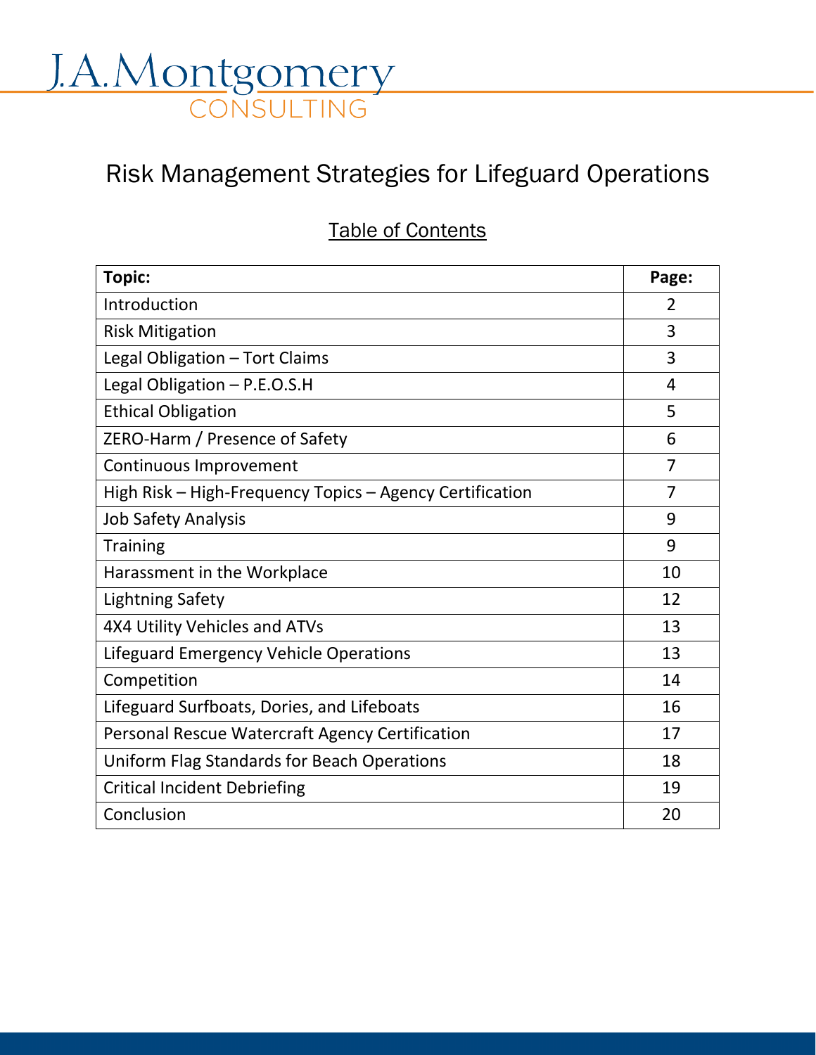J.A.Montgomery
CONSULTING

# Risk Management Strategies for Lifeguard Operations

## Table of Contents

| **Topic:** | **Page:** |
| --- | --- |
| Introduction | 2 |
| Risk Mitigation | 3 |
| Legal Obligation – Tort Claims | 3 |
| Legal Obligation – P.E.O.S.H | 4 |
| Ethical Obligation | 5 |
| ZERO-Harm / Presence of Safety | 6 |
| Continuous Improvement | 7 |
| High Risk – High-Frequency Topics – Agency Certification | 7 |
| Job Safety Analysis | 9 |
| Training | 9 |
| Harassment in the Workplace | 10 |
| Lightning Safety | 12 |
| 4X4 Utility Vehicles and ATVs | 13 |
| Lifeguard Emergency Vehicle Operations | 13 |
| Competition | 14 |
| Lifeguard Surfboats, Dories, and Lifeboats | 16 |
| Personal Rescue Watercraft Agency Certification | 17 |
| Uniform Flag Standards for Beach Operations | 18 |
| Critical Incident Debriefing | 19 |
| Conclusion | 20 |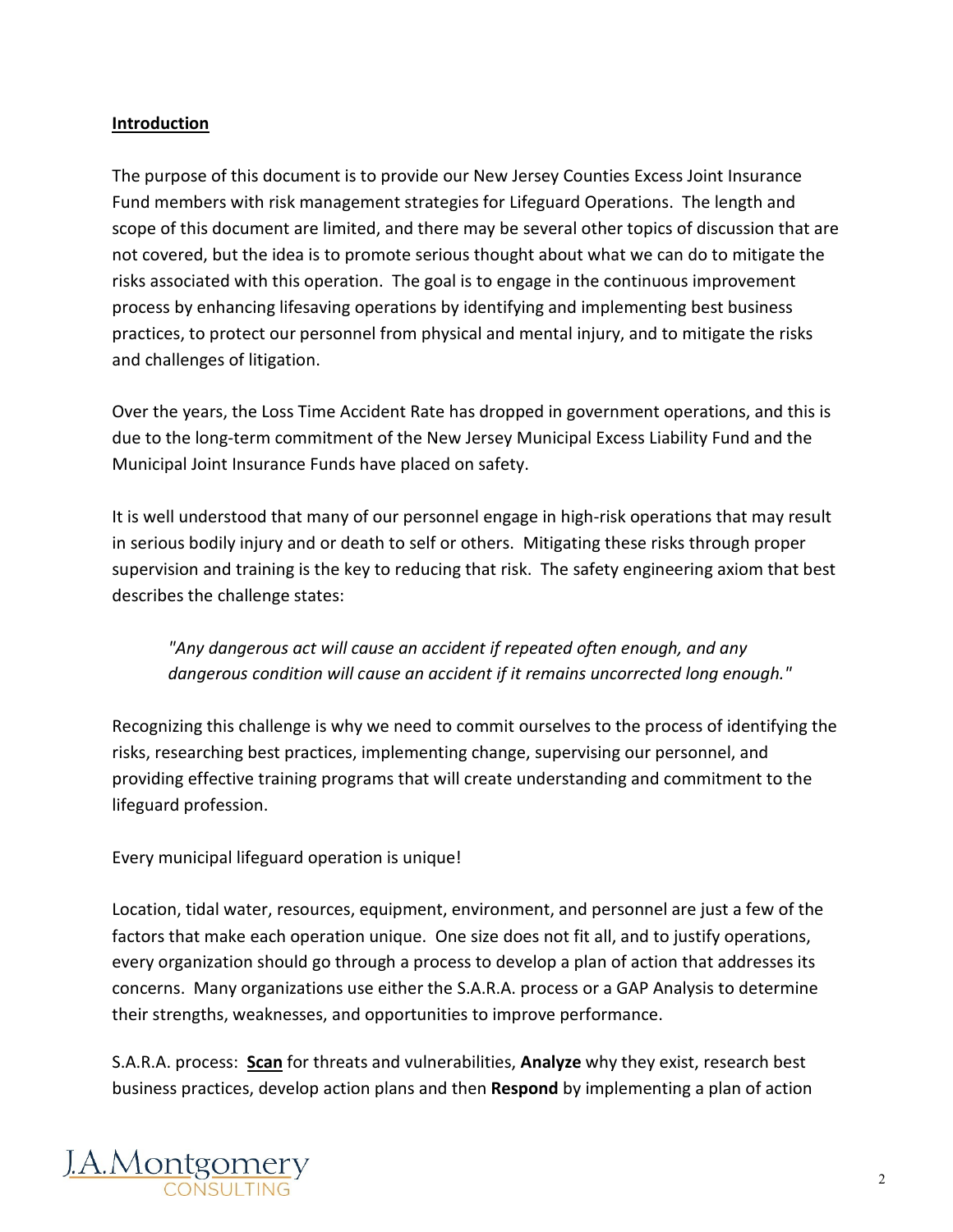## Introduction

The purpose of this document is to provide our New Jersey Counties Excess Joint Insurance Fund members with risk management strategies for Lifeguard Operations. The length and scope of this document are limited, and there may be several other topics of discussion that are not covered, but the idea is to promote serious thought about what we can do to mitigate the risks associated with this operation. The goal is to engage in the continuous improvement process by enhancing lifesaving operations by identifying and implementing best business practices, to protect our personnel from physical and mental injury, and to mitigate the risks and challenges of litigation.

Over the years, the Loss Time Accident Rate has dropped in government operations, and this is due to the long-term commitment of the New Jersey Municipal Excess Liability Fund and the Municipal Joint Insurance Funds have placed on safety.

It is well understood that many of our personnel engage in high-risk operations that may result in serious bodily injury and or death to self or others. Mitigating these risks through proper supervision and training is the key to reducing that risk. The safety engineering axiom that best describes the challenge states:

> *"Any dangerous act will cause an accident if repeated often enough, and any dangerous condition will cause an accident if it remains uncorrected long enough."*

Recognizing this challenge is why we need to commit ourselves to the process of identifying the risks, researching best practices, implementing change, supervising our personnel, and providing effective training programs that will create understanding and commitment to the lifeguard profession.

Every municipal lifeguard operation is unique!

Location, tidal water, resources, equipment, environment, and personnel are just a few of the factors that make each operation unique. One size does not fit all, and to justify operations, every organization should go through a process to develop a plan of action that addresses its concerns. Many organizations use either the S.A.R.A. process or a GAP Analysis to determine their strengths, weaknesses, and opportunities to improve performance.

S.A.R.A. process: **Scan** for threats and vulnerabilities, **Analyze** why they exist, research best business practices, develop action plans and then **Respond** by implementing a plan of action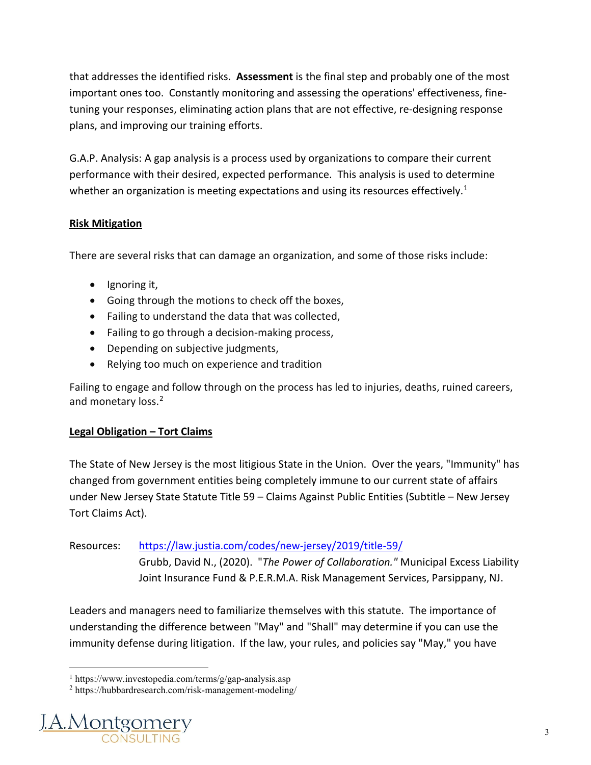that addresses the identified risks. **Assessment** is the final step and probably one of the most important ones too. Constantly monitoring and assessing the operations' effectiveness, fine-tuning your responses, eliminating action plans that are not effective, re-designing response plans, and improving our training efforts.

G.A.P. Analysis: A gap analysis is a process used by organizations to compare their current performance with their desired, expected performance. This analysis is used to determine whether an organization is meeting expectations and using its resources effectively.[1]

**Risk Mitigation**

There are several risks that can damage an organization, and some of those risks include:

- Ignoring it,
- Going through the motions to check off the boxes,
- Failing to understand the data that was collected,
- Failing to go through a decision-making process,
- Depending on subjective judgments,
- Relying too much on experience and tradition

Failing to engage and follow through on the process has led to injuries, deaths, ruined careers, and monetary loss.[2]

**Legal Obligation – Tort Claims**

The State of New Jersey is the most litigious State in the Union. Over the years, "Immunity" has changed from government entities being completely immune to our current state of affairs under New Jersey State Statute Title 59 – Claims Against Public Entities (Subtitle – New Jersey Tort Claims Act).

Resources: https://law.justia.com/codes/new-jersey/2019/title-59/
Grubb, David N., (2020). "*The Power of Collaboration.*" Municipal Excess Liability Joint Insurance Fund & P.E.R.M.A. Risk Management Services, Parsippany, NJ.

Leaders and managers need to familiarize themselves with this statute. The importance of understanding the difference between "May" and "Shall" may determine if you can use the immunity defense during litigation. If the law, your rules, and policies say "May," you have

[1] https://www.investopedia.com/terms/g/gap-analysis.asp
[2] https://hubbardresearch.com/risk-management-modeling/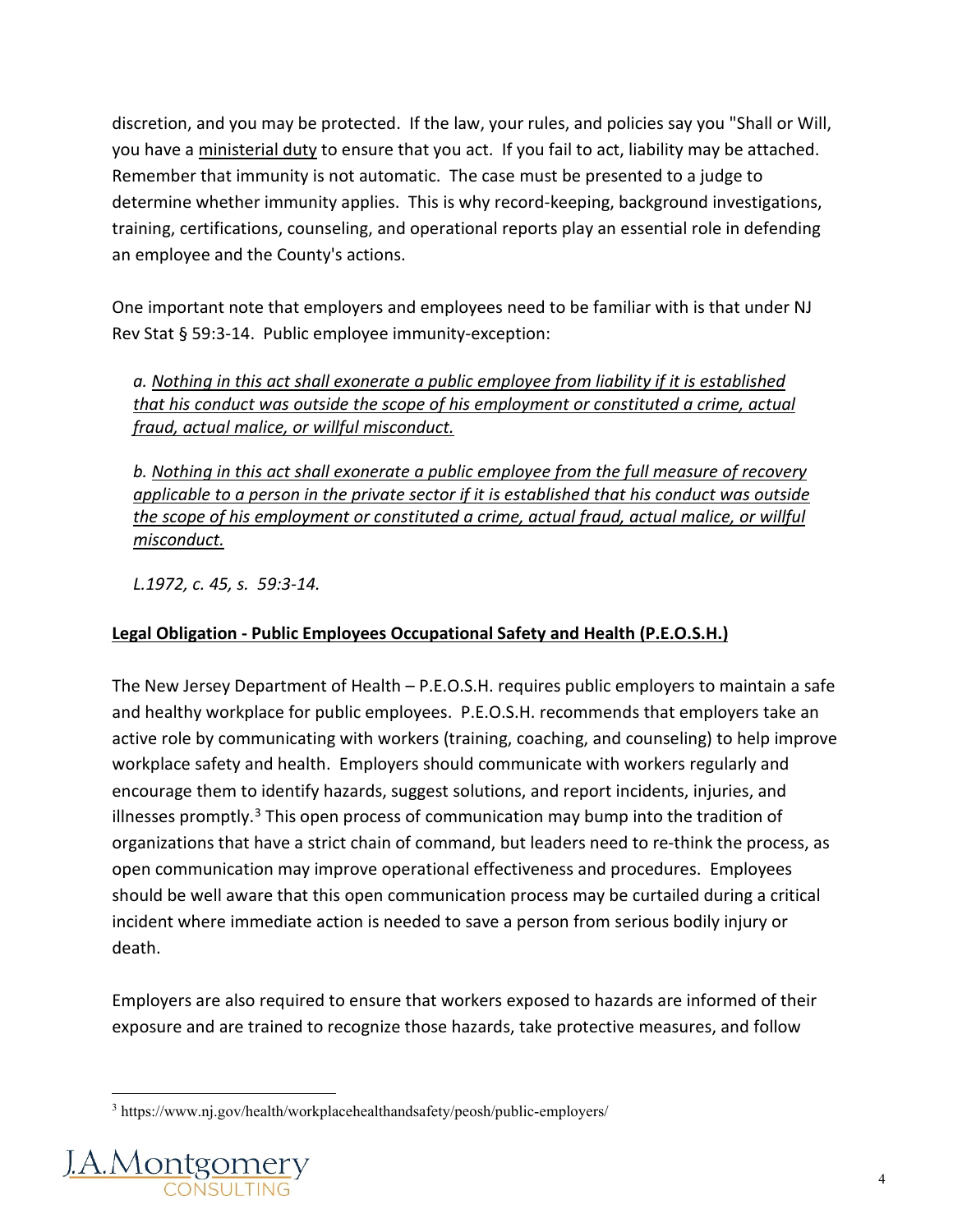discretion, and you may be protected. If the law, your rules, and policies say you "Shall or Will, you have a ministerial duty to ensure that you act. If you fail to act, liability may be attached. Remember that immunity is not automatic. The case must be presented to a judge to determine whether immunity applies. This is why record-keeping, background investigations, training, certifications, counseling, and operational reports play an essential role in defending an employee and the County's actions.

One important note that employers and employees need to be familiar with is that under NJ Rev Stat § 59:3-14. Public employee immunity-exception:

> *a. Nothing in this act shall exonerate a public employee from liability if it is established that his conduct was outside the scope of his employment or constituted a crime, actual fraud, actual malice, or willful misconduct.*
>
> *b. Nothing in this act shall exonerate a public employee from the full measure of recovery applicable to a person in the private sector if it is established that his conduct was outside the scope of his employment or constituted a crime, actual fraud, actual malice, or willful misconduct.*
>
> *L.1972, c. 45, s. 59:3-14.*

**Legal Obligation - Public Employees Occupational Safety and Health (P.E.O.S.H.)**

The New Jersey Department of Health – P.E.O.S.H. requires public employers to maintain a safe and healthy workplace for public employees. P.E.O.S.H. recommends that employers take an active role by communicating with workers (training, coaching, and counseling) to help improve workplace safety and health. Employers should communicate with workers regularly and encourage them to identify hazards, suggest solutions, and report incidents, injuries, and illnesses promptly.[3] This open process of communication may bump into the tradition of organizations that have a strict chain of command, but leaders need to re-think the process, as open communication may improve operational effectiveness and procedures. Employees should be well aware that this open communication process may be curtailed during a critical incident where immediate action is needed to save a person from serious bodily injury or death.

Employers are also required to ensure that workers exposed to hazards are informed of their exposure and are trained to recognize those hazards, take protective measures, and follow

[3] https://www.nj.gov/health/workplacehealthandsafety/peosh/public-employers/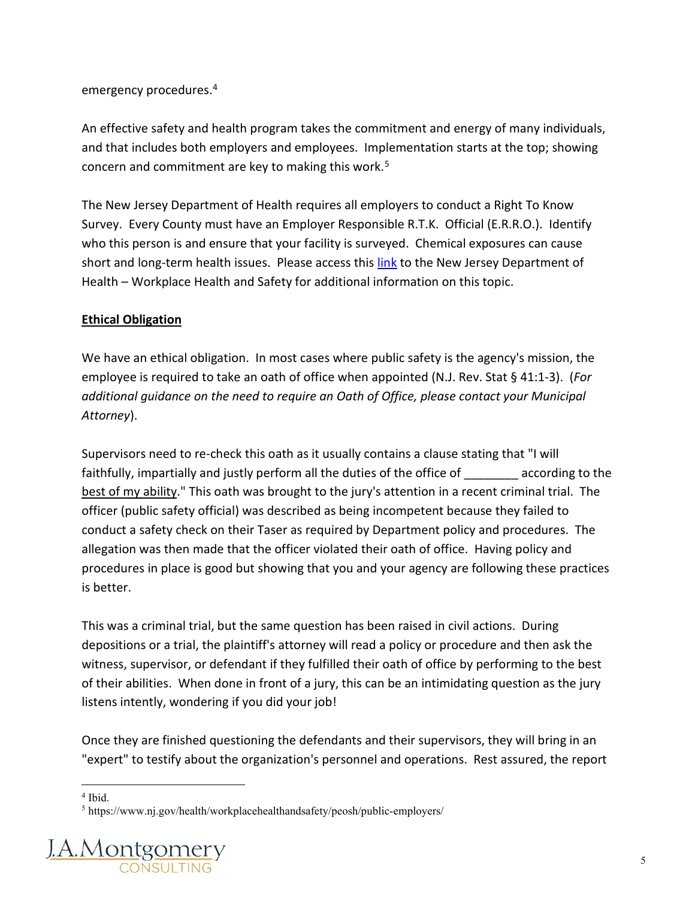emergency procedures.[4]

An effective safety and health program takes the commitment and energy of many individuals, and that includes both employers and employees. Implementation starts at the top; showing concern and commitment are key to making this work.[5]

The New Jersey Department of Health requires all employers to conduct a Right To Know Survey. Every County must have an Employer Responsible R.T.K. Official (E.R.R.O.). Identify who this person is and ensure that your facility is surveyed. Chemical exposures can cause short and long-term health issues. Please access this link to the New Jersey Department of Health – Workplace Health and Safety for additional information on this topic.

**Ethical Obligation**

We have an ethical obligation. In most cases where public safety is the agency's mission, the employee is required to take an oath of office when appointed (N.J. Rev. Stat § 41:1-3). (*For additional guidance on the need to require an Oath of Office, please contact your Municipal Attorney*).

Supervisors need to re-check this oath as it usually contains a clause stating that "I will faithfully, impartially and justly perform all the duties of the office of ________ according to the best of my ability." This oath was brought to the jury's attention in a recent criminal trial. The officer (public safety official) was described as being incompetent because they failed to conduct a safety check on their Taser as required by Department policy and procedures. The allegation was then made that the officer violated their oath of office. Having policy and procedures in place is good but showing that you and your agency are following these practices is better.

This was a criminal trial, but the same question has been raised in civil actions. During depositions or a trial, the plaintiff's attorney will read a policy or procedure and then ask the witness, supervisor, or defendant if they fulfilled their oath of office by performing to the best of their abilities. When done in front of a jury, this can be an intimidating question as the jury listens intently, wondering if you did your job!

Once they are finished questioning the defendants and their supervisors, they will bring in an "expert" to testify about the organization's personnel and operations. Rest assured, the report

---

[4] Ibid.

[5] https://www.nj.gov/health/workplacehealthandsafety/peosh/public-employers/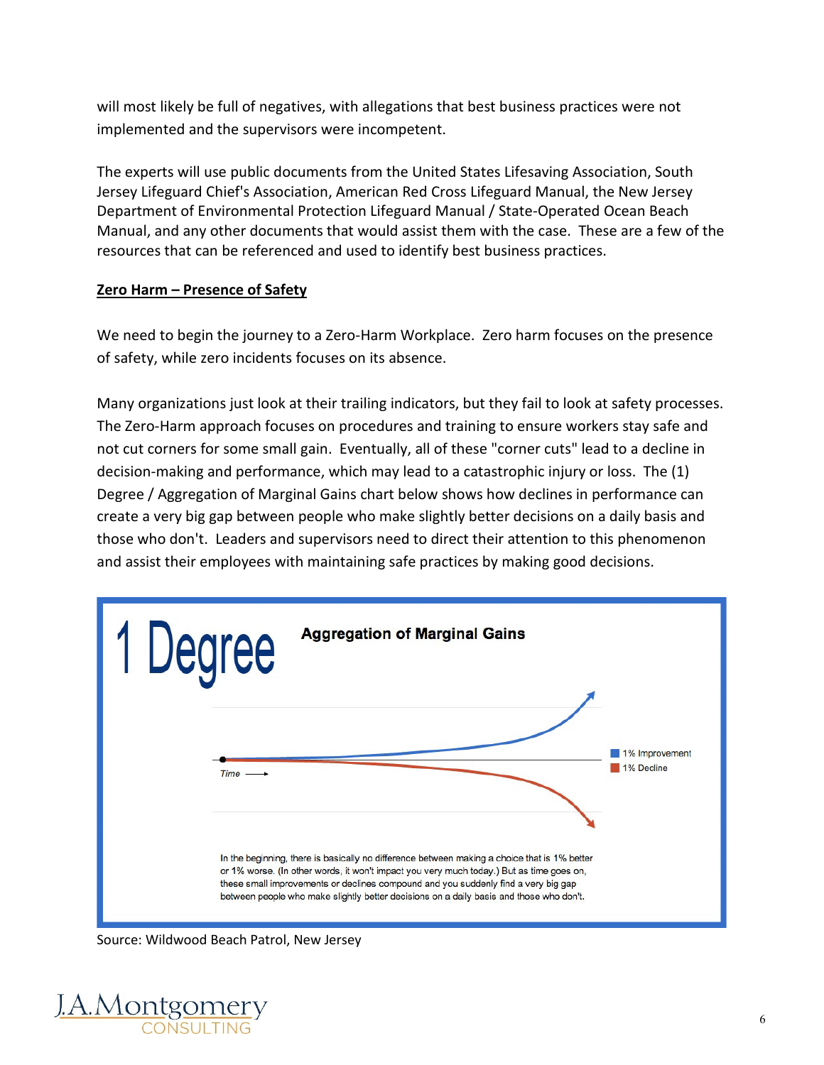will most likely be full of negatives, with allegations that best business practices were not implemented and the supervisors were incompetent.

The experts will use public documents from the United States Lifesaving Association, South Jersey Lifeguard Chief's Association, American Red Cross Lifeguard Manual, the New Jersey Department of Environmental Protection Lifeguard Manual / State-Operated Ocean Beach Manual, and any other documents that would assist them with the case. These are a few of the resources that can be referenced and used to identify best business practices.

**Zero Harm – Presence of Safety**

We need to begin the journey to a Zero-Harm Workplace. Zero harm focuses on the presence of safety, while zero incidents focuses on its absence.

Many organizations just look at their trailing indicators, but they fail to look at safety processes. The Zero-Harm approach focuses on procedures and training to ensure workers stay safe and not cut corners for some small gain. Eventually, all of these "corner cuts" lead to a decline in decision-making and performance, which may lead to a catastrophic injury or loss. The (1) Degree / Aggregation of Marginal Gains chart below shows how declines in performance can create a very big gap between people who make slightly better decisions on a daily basis and those who don't. Leaders and supervisors need to direct their attention to this phenomenon and assist their employees with maintaining safe practices by making good decisions.

**1 Degree** — **Aggregation of Marginal Gains**

Time →

1% Improvement
1% Decline

In the beginning, there is basically no difference between making a choice that is 1% better or 1% worse. (In other words, it won't impact you very much today.) But as time goes on, these small improvements or declines compound and you suddenly find a very big gap between people who make slightly better decisions on a daily basis and those who don't.

Source: Wildwood Beach Patrol, New Jersey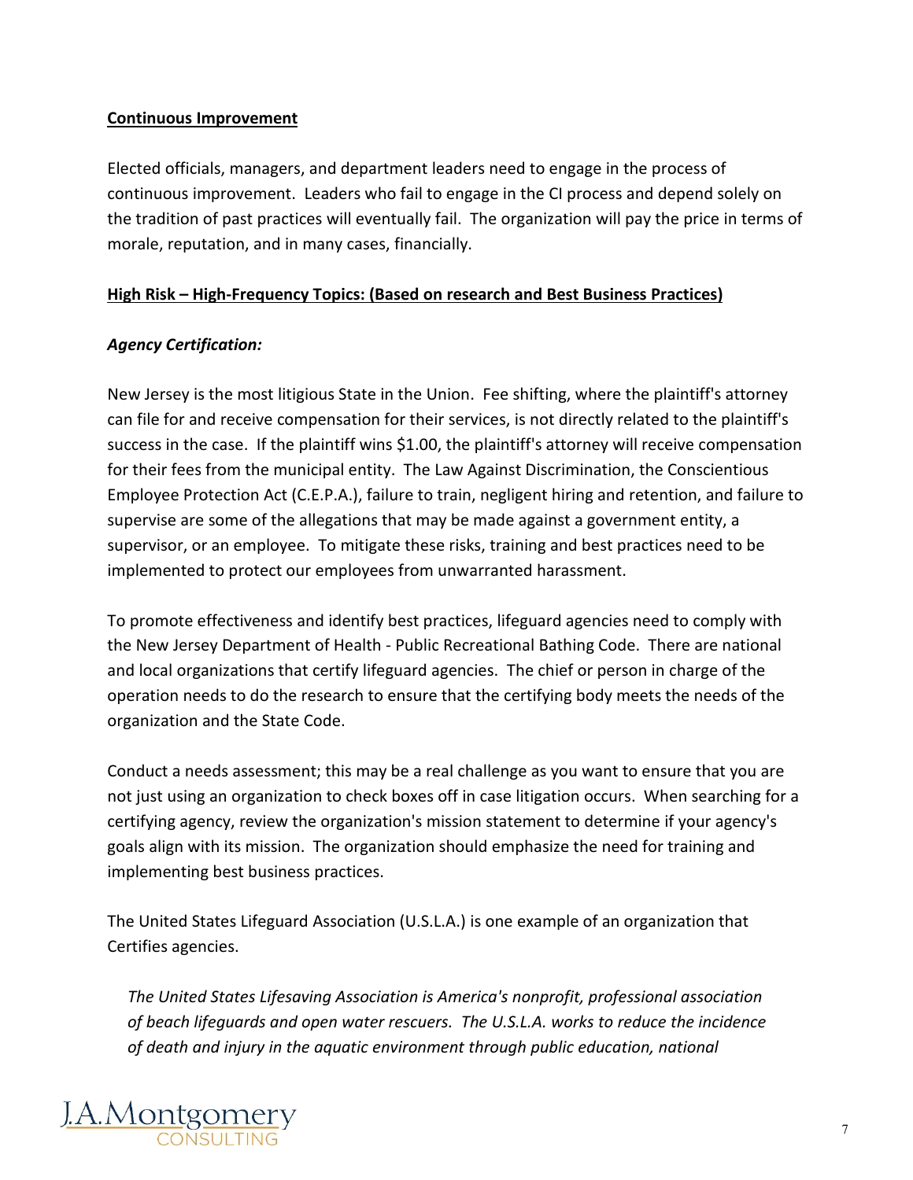**Continuous Improvement**

Elected officials, managers, and department leaders need to engage in the process of continuous improvement. Leaders who fail to engage in the CI process and depend solely on the tradition of past practices will eventually fail. The organization will pay the price in terms of morale, reputation, and in many cases, financially.

**High Risk – High-Frequency Topics: (Based on research and Best Business Practices)**

***Agency Certification:***

New Jersey is the most litigious State in the Union. Fee shifting, where the plaintiff's attorney can file for and receive compensation for their services, is not directly related to the plaintiff's success in the case. If the plaintiff wins $1.00, the plaintiff's attorney will receive compensation for their fees from the municipal entity. The Law Against Discrimination, the Conscientious Employee Protection Act (C.E.P.A.), failure to train, negligent hiring and retention, and failure to supervise are some of the allegations that may be made against a government entity, a supervisor, or an employee. To mitigate these risks, training and best practices need to be implemented to protect our employees from unwarranted harassment.

To promote effectiveness and identify best practices, lifeguard agencies need to comply with the New Jersey Department of Health - Public Recreational Bathing Code. There are national and local organizations that certify lifeguard agencies. The chief or person in charge of the operation needs to do the research to ensure that the certifying body meets the needs of the organization and the State Code.

Conduct a needs assessment; this may be a real challenge as you want to ensure that you are not just using an organization to check boxes off in case litigation occurs. When searching for a certifying agency, review the organization's mission statement to determine if your agency's goals align with its mission. The organization should emphasize the need for training and implementing best business practices.

The United States Lifeguard Association (U.S.L.A.) is one example of an organization that Certifies agencies.

> *The United States Lifesaving Association is America's nonprofit, professional association of beach lifeguards and open water rescuers. The U.S.L.A. works to reduce the incidence of death and injury in the aquatic environment through public education, national*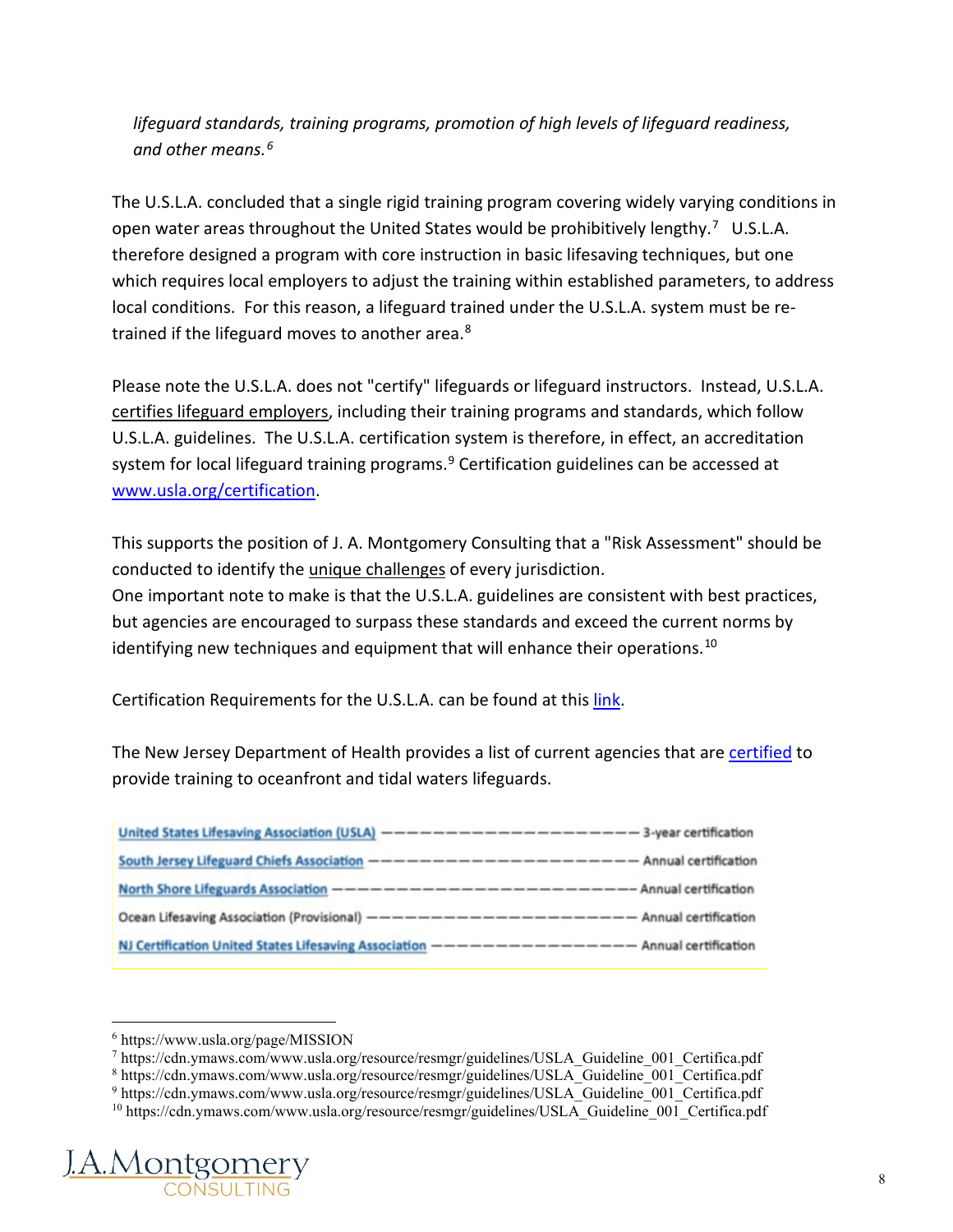*lifeguard standards, training programs, promotion of high levels of lifeguard readiness, and other means.*[6]

The U.S.L.A. concluded that a single rigid training program covering widely varying conditions in open water areas throughout the United States would be prohibitively lengthy.[7] U.S.L.A. therefore designed a program with core instruction in basic lifesaving techniques, but one which requires local employers to adjust the training within established parameters, to address local conditions. For this reason, a lifeguard trained under the U.S.L.A. system must be re-trained if the lifeguard moves to another area.[8]

Please note the U.S.L.A. does not "certify" lifeguards or lifeguard instructors. Instead, U.S.L.A. certifies lifeguard employers, including their training programs and standards, which follow U.S.L.A. guidelines. The U.S.L.A. certification system is therefore, in effect, an accreditation system for local lifeguard training programs.[9] Certification guidelines can be accessed at www.usla.org/certification.

This supports the position of J. A. Montgomery Consulting that a "Risk Assessment" should be conducted to identify the unique challenges of every jurisdiction.
One important note to make is that the U.S.L.A. guidelines are consistent with best practices, but agencies are encouraged to surpass these standards and exceed the current norms by identifying new techniques and equipment that will enhance their operations.[10]

Certification Requirements for the U.S.L.A. can be found at this link.

The New Jersey Department of Health provides a list of current agencies that are certified to provide training to oceanfront and tidal waters lifeguards.

| Agency | Certification |
|---|---|
| United States Lifesaving Association (USLA) | 3-year certification |
| South Jersey Lifeguard Chiefs Association | Annual certification |
| North Shore Lifeguards Association | Annual certification |
| Ocean Lifesaving Association (Provisional) | Annual certification |
| NJ Certification United States Lifesaving Association | Annual certification |

---

[6] https://www.usla.org/page/MISSION
[7] https://cdn.ymaws.com/www.usla.org/resource/resmgr/guidelines/USLA_Guideline_001_Certifica.pdf
[8] https://cdn.ymaws.com/www.usla.org/resource/resmgr/guidelines/USLA_Guideline_001_Certifica.pdf
[9] https://cdn.ymaws.com/www.usla.org/resource/resmgr/guidelines/USLA_Guideline_001_Certifica.pdf
[10] https://cdn.ymaws.com/www.usla.org/resource/resmgr/guidelines/USLA_Guideline_001_Certifica.pdf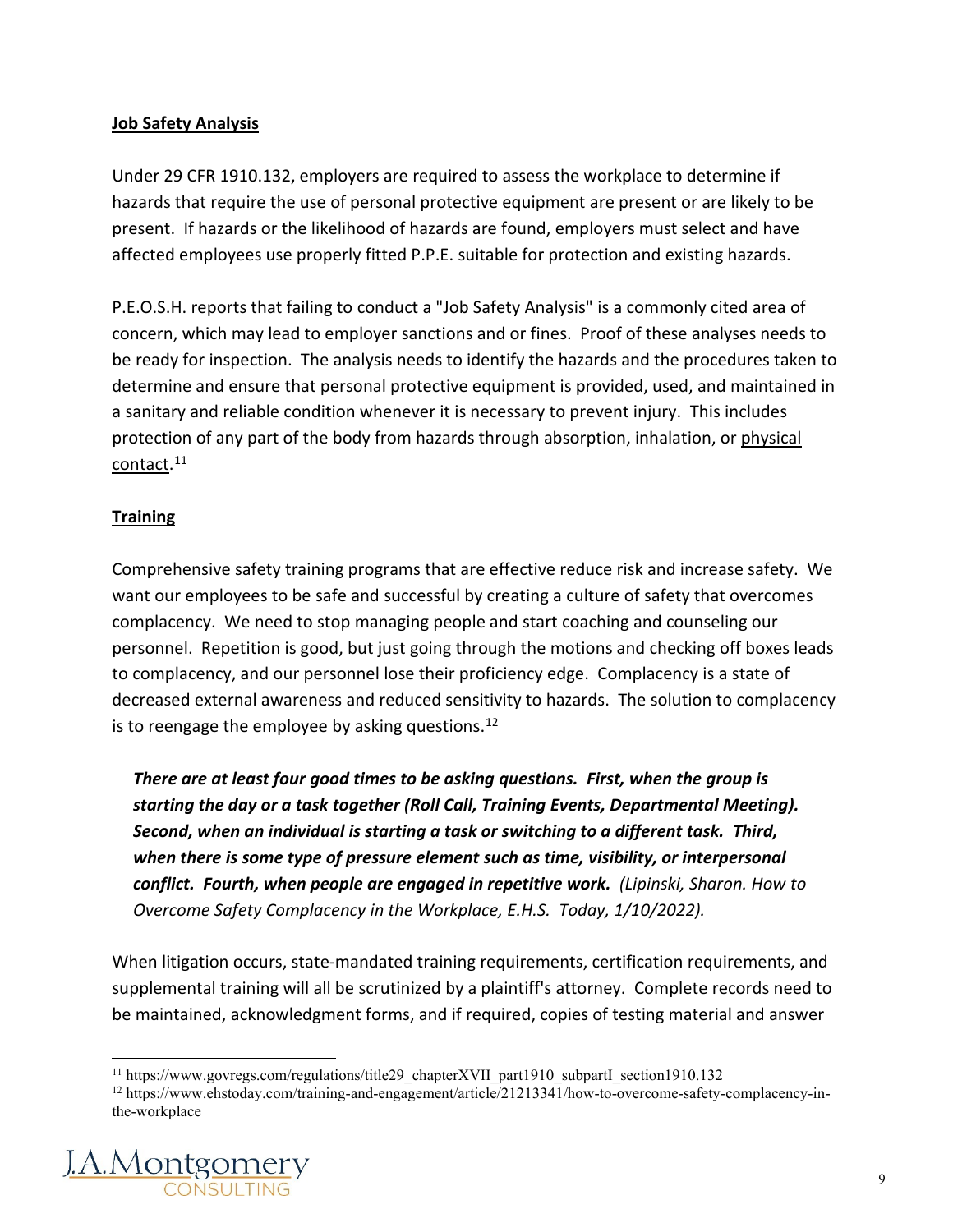**Job Safety Analysis**

Under 29 CFR 1910.132, employers are required to assess the workplace to determine if hazards that require the use of personal protective equipment are present or are likely to be present. If hazards or the likelihood of hazards are found, employers must select and have affected employees use properly fitted P.P.E. suitable for protection and existing hazards.

P.E.O.S.H. reports that failing to conduct a "Job Safety Analysis" is a commonly cited area of concern, which may lead to employer sanctions and or fines. Proof of these analyses needs to be ready for inspection. The analysis needs to identify the hazards and the procedures taken to determine and ensure that personal protective equipment is provided, used, and maintained in a sanitary and reliable condition whenever it is necessary to prevent injury. This includes protection of any part of the body from hazards through absorption, inhalation, or physical contact.[11]

**Training**

Comprehensive safety training programs that are effective reduce risk and increase safety. We want our employees to be safe and successful by creating a culture of safety that overcomes complacency. We need to stop managing people and start coaching and counseling our personnel. Repetition is good, but just going through the motions and checking off boxes leads to complacency, and our personnel lose their proficiency edge. Complacency is a state of decreased external awareness and reduced sensitivity to hazards. The solution to complacency is to reengage the employee by asking questions.[12]

> ***There are at least four good times to be asking questions. First, when the group is starting the day or a task together (Roll Call, Training Events, Departmental Meeting). Second, when an individual is starting a task or switching to a different task. Third, when there is some type of pressure element such as time, visibility, or interpersonal conflict. Fourth, when people are engaged in repetitive work.*** *(Lipinski, Sharon. How to Overcome Safety Complacency in the Workplace, E.H.S. Today, 1/10/2022).*

When litigation occurs, state-mandated training requirements, certification requirements, and supplemental training will all be scrutinized by a plaintiff's attorney. Complete records need to be maintained, acknowledgment forms, and if required, copies of testing material and answer

---

[11] https://www.govregs.com/regulations/title29_chapterXVII_part1910_subpartI_section1910.132

[12] https://www.ehstoday.com/training-and-engagement/article/21213341/how-to-overcome-safety-complacency-in-the-workplace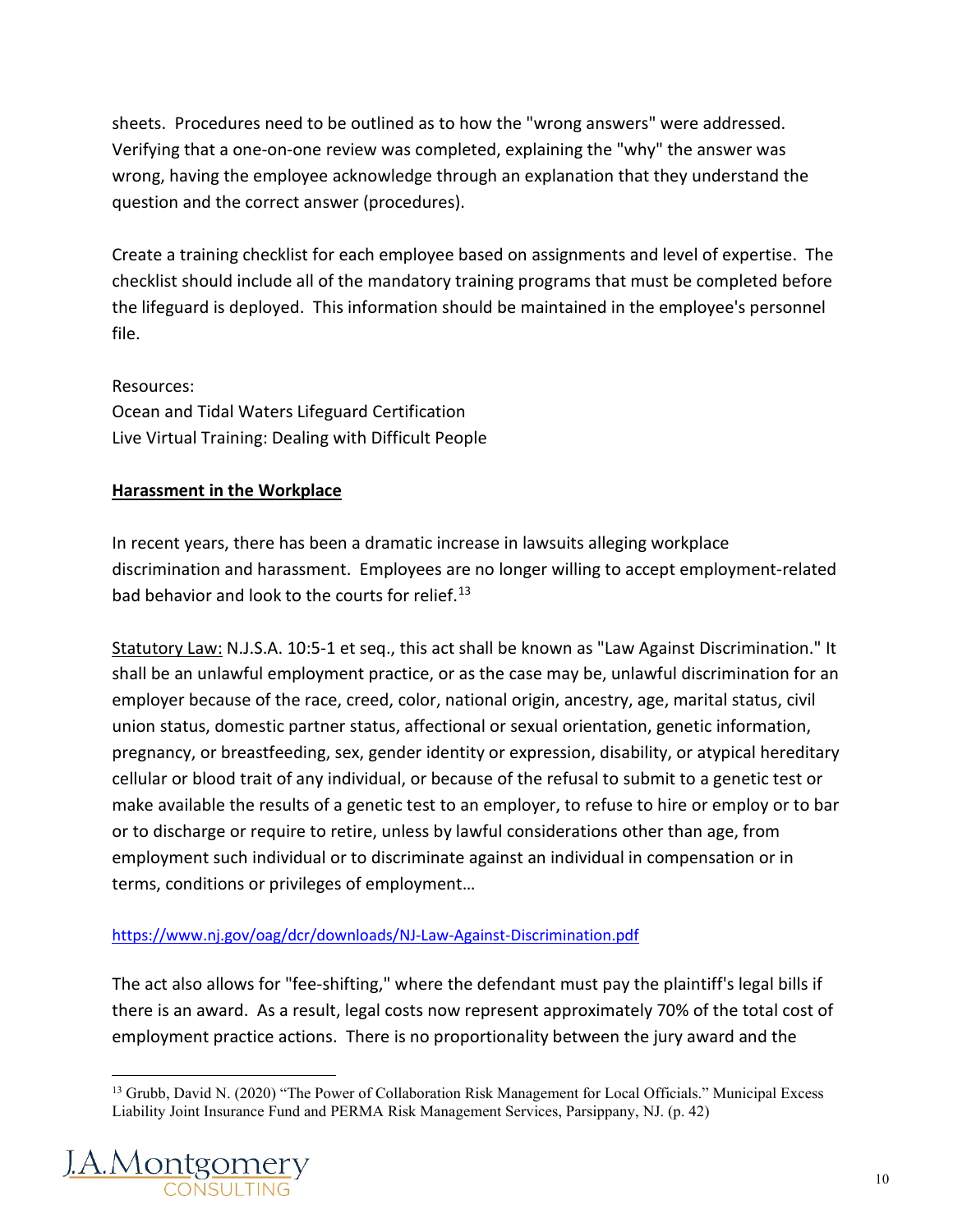sheets. Procedures need to be outlined as to how the "wrong answers" were addressed. Verifying that a one-on-one review was completed, explaining the "why" the answer was wrong, having the employee acknowledge through an explanation that they understand the question and the correct answer (procedures).

Create a training checklist for each employee based on assignments and level of expertise. The checklist should include all of the mandatory training programs that must be completed before the lifeguard is deployed. This information should be maintained in the employee's personnel file.

Resources:
Ocean and Tidal Waters Lifeguard Certification
Live Virtual Training: Dealing with Difficult People

## Harassment in the Workplace

In recent years, there has been a dramatic increase in lawsuits alleging workplace discrimination and harassment. Employees are no longer willing to accept employment-related bad behavior and look to the courts for relief.[13]

Statutory Law: N.J.S.A. 10:5-1 et seq., this act shall be known as "Law Against Discrimination." It shall be an unlawful employment practice, or as the case may be, unlawful discrimination for an employer because of the race, creed, color, national origin, ancestry, age, marital status, civil union status, domestic partner status, affectional or sexual orientation, genetic information, pregnancy, or breastfeeding, sex, gender identity or expression, disability, or atypical hereditary cellular or blood trait of any individual, or because of the refusal to submit to a genetic test or make available the results of a genetic test to an employer, to refuse to hire or employ or to bar or to discharge or require to retire, unless by lawful considerations other than age, from employment such individual or to discriminate against an individual in compensation or in terms, conditions or privileges of employment…

https://www.nj.gov/oag/dcr/downloads/NJ-Law-Against-Discrimination.pdf

The act also allows for "fee-shifting," where the defendant must pay the plaintiff's legal bills if there is an award. As a result, legal costs now represent approximately 70% of the total cost of employment practice actions. There is no proportionality between the jury award and the

[13] Grubb, David N. (2020) "The Power of Collaboration Risk Management for Local Officials." Municipal Excess Liability Joint Insurance Fund and PERMA Risk Management Services, Parsippany, NJ. (p. 42)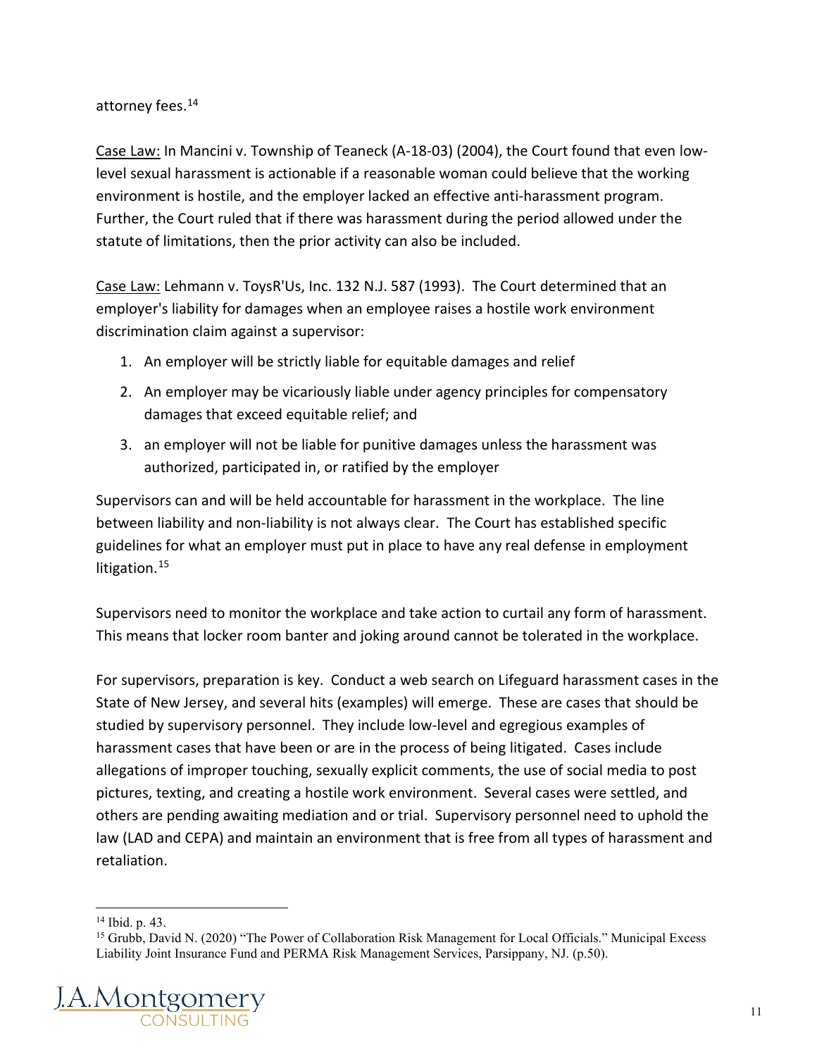attorney fees.[14]

Case Law: In Mancini v. Township of Teaneck (A-18-03) (2004), the Court found that even low-level sexual harassment is actionable if a reasonable woman could believe that the working environment is hostile, and the employer lacked an effective anti-harassment program. Further, the Court ruled that if there was harassment during the period allowed under the statute of limitations, then the prior activity can also be included.

Case Law: Lehmann v. ToysR'Us, Inc. 132 N.J. 587 (1993). The Court determined that an employer's liability for damages when an employee raises a hostile work environment discrimination claim against a supervisor:

1. An employer will be strictly liable for equitable damages and relief
2. An employer may be vicariously liable under agency principles for compensatory damages that exceed equitable relief; and
3. an employer will not be liable for punitive damages unless the harassment was authorized, participated in, or ratified by the employer

Supervisors can and will be held accountable for harassment in the workplace. The line between liability and non-liability is not always clear. The Court has established specific guidelines for what an employer must put in place to have any real defense in employment litigation.[15]

Supervisors need to monitor the workplace and take action to curtail any form of harassment. This means that locker room banter and joking around cannot be tolerated in the workplace.

For supervisors, preparation is key. Conduct a web search on Lifeguard harassment cases in the State of New Jersey, and several hits (examples) will emerge. These are cases that should be studied by supervisory personnel. They include low-level and egregious examples of harassment cases that have been or are in the process of being litigated. Cases include allegations of improper touching, sexually explicit comments, the use of social media to post pictures, texting, and creating a hostile work environment. Several cases were settled, and others are pending awaiting mediation and or trial. Supervisory personnel need to uphold the law (LAD and CEPA) and maintain an environment that is free from all types of harassment and retaliation.

---

[14] Ibid. p. 43.

[15] Grubb, David N. (2020) "The Power of Collaboration Risk Management for Local Officials." Municipal Excess Liability Joint Insurance Fund and PERMA Risk Management Services, Parsippany, NJ. (p.50).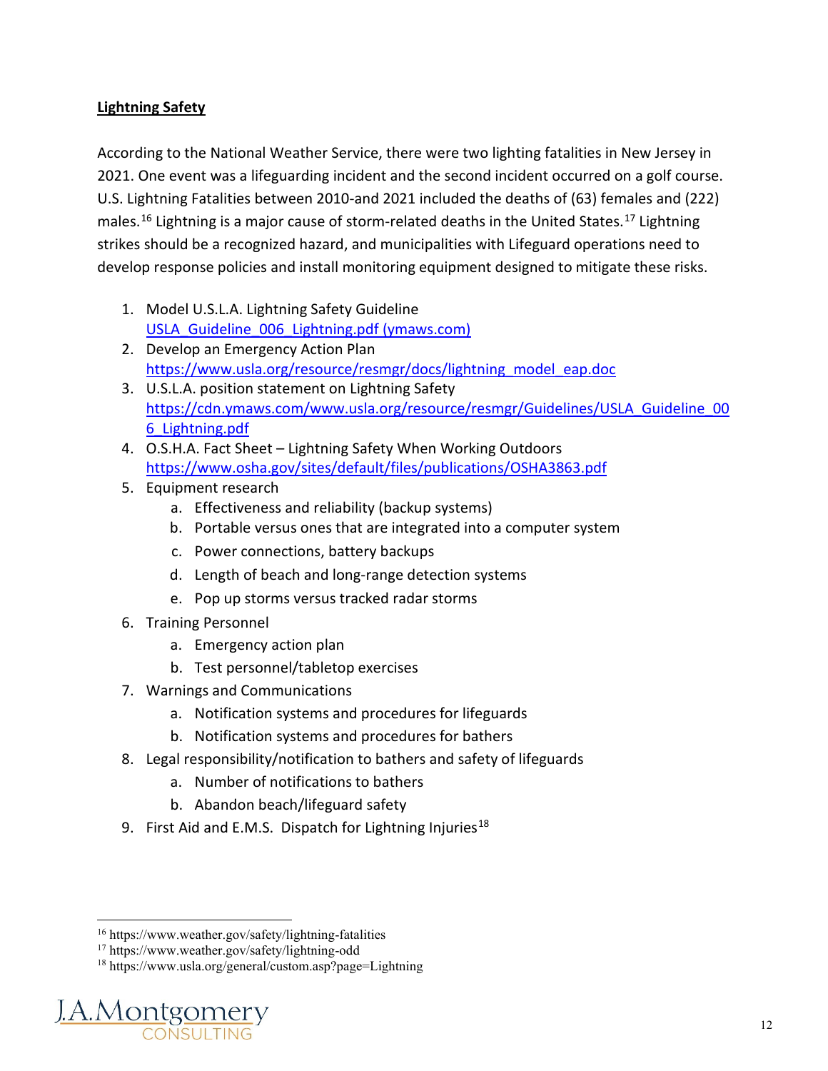**Lightning Safety**

According to the National Weather Service, there were two lighting fatalities in New Jersey in 2021. One event was a lifeguarding incident and the second incident occurred on a golf course. U.S. Lightning Fatalities between 2010-and 2021 included the deaths of (63) females and (222) males.[16] Lightning is a major cause of storm-related deaths in the United States.[17] Lightning strikes should be a recognized hazard, and municipalities with Lifeguard operations need to develop response policies and install monitoring equipment designed to mitigate these risks.

1. Model U.S.L.A. Lightning Safety Guideline
   USLA_Guideline_006_Lightning.pdf (ymaws.com)
2. Develop an Emergency Action Plan
   https://www.usla.org/resource/resmgr/docs/lightning_model_eap.doc
3. U.S.L.A. position statement on Lightning Safety
   https://cdn.ymaws.com/www.usla.org/resource/resmgr/Guidelines/USLA_Guideline_006_Lightning.pdf
4. O.S.H.A. Fact Sheet – Lightning Safety When Working Outdoors
   https://www.osha.gov/sites/default/files/publications/OSHA3863.pdf
5. Equipment research
   a. Effectiveness and reliability (backup systems)
   b. Portable versus ones that are integrated into a computer system
   c. Power connections, battery backups
   d. Length of beach and long-range detection systems
   e. Pop up storms versus tracked radar storms
6. Training Personnel
   a. Emergency action plan
   b. Test personnel/tabletop exercises
7. Warnings and Communications
   a. Notification systems and procedures for lifeguards
   b. Notification systems and procedures for bathers
8. Legal responsibility/notification to bathers and safety of lifeguards
   a. Number of notifications to bathers
   b. Abandon beach/lifeguard safety
9. First Aid and E.M.S. Dispatch for Lightning Injuries[18]

---

[16] https://www.weather.gov/safety/lightning-fatalities
[17] https://www.weather.gov/safety/lightning-odd
[18] https://www.usla.org/general/custom.asp?page=Lightning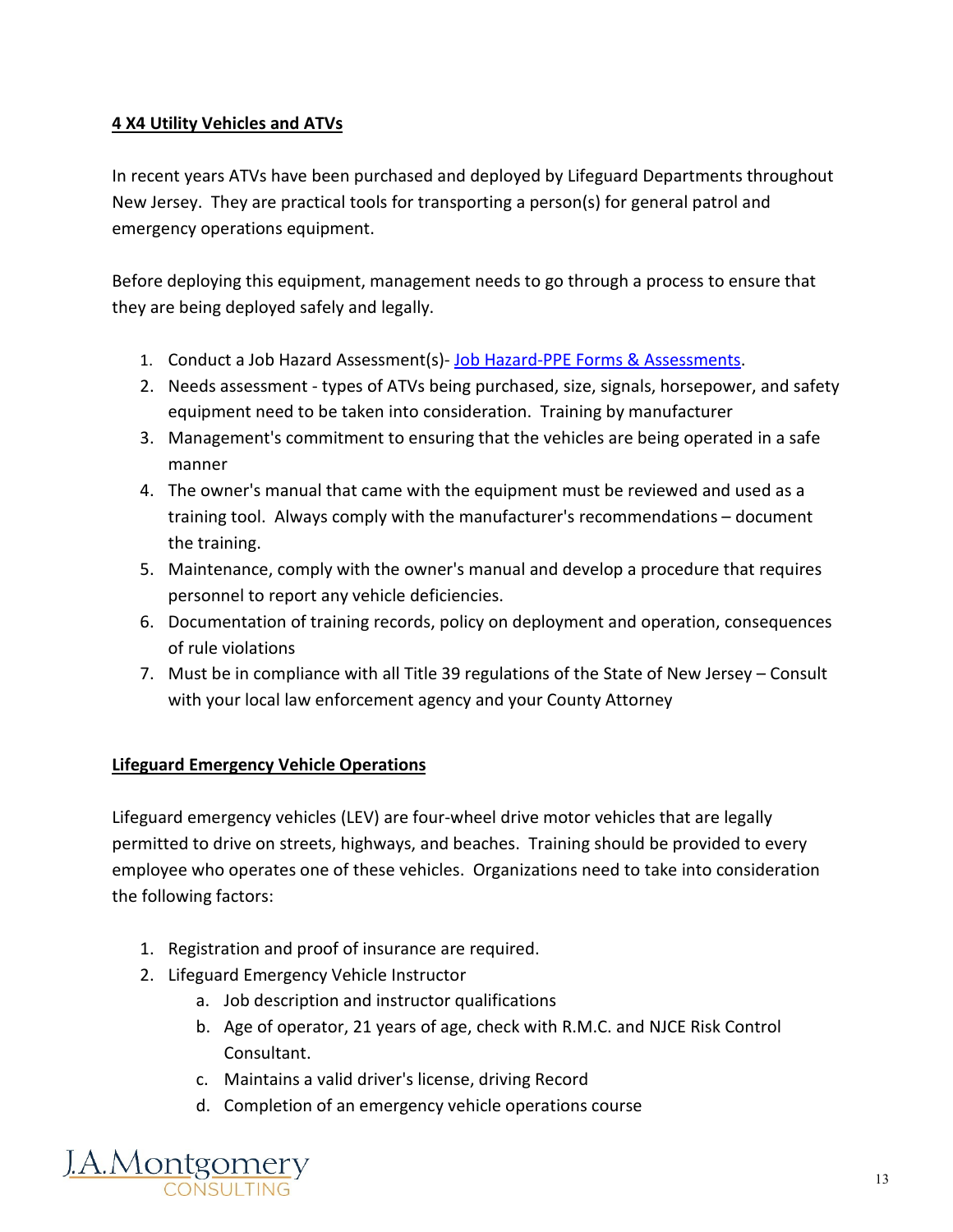**4 X4 Utility Vehicles and ATVs**

In recent years ATVs have been purchased and deployed by Lifeguard Departments throughout New Jersey. They are practical tools for transporting a person(s) for general patrol and emergency operations equipment.

Before deploying this equipment, management needs to go through a process to ensure that they are being deployed safely and legally.

1. Conduct a Job Hazard Assessment(s)- [Job Hazard-PPE Forms & Assessments](#).
2. Needs assessment - types of ATVs being purchased, size, signals, horsepower, and safety equipment need to be taken into consideration. Training by manufacturer
3. Management's commitment to ensuring that the vehicles are being operated in a safe manner
4. The owner's manual that came with the equipment must be reviewed and used as a training tool. Always comply with the manufacturer's recommendations – document the training.
5. Maintenance, comply with the owner's manual and develop a procedure that requires personnel to report any vehicle deficiencies.
6. Documentation of training records, policy on deployment and operation, consequences of rule violations
7. Must be in compliance with all Title 39 regulations of the State of New Jersey – Consult with your local law enforcement agency and your County Attorney

**Lifeguard Emergency Vehicle Operations**

Lifeguard emergency vehicles (LEV) are four-wheel drive motor vehicles that are legally permitted to drive on streets, highways, and beaches. Training should be provided to every employee who operates one of these vehicles. Organizations need to take into consideration the following factors:

1. Registration and proof of insurance are required.
2. Lifeguard Emergency Vehicle Instructor
   a. Job description and instructor qualifications
   b. Age of operator, 21 years of age, check with R.M.C. and NJCE Risk Control Consultant.
   c. Maintains a valid driver's license, driving Record
   d. Completion of an emergency vehicle operations course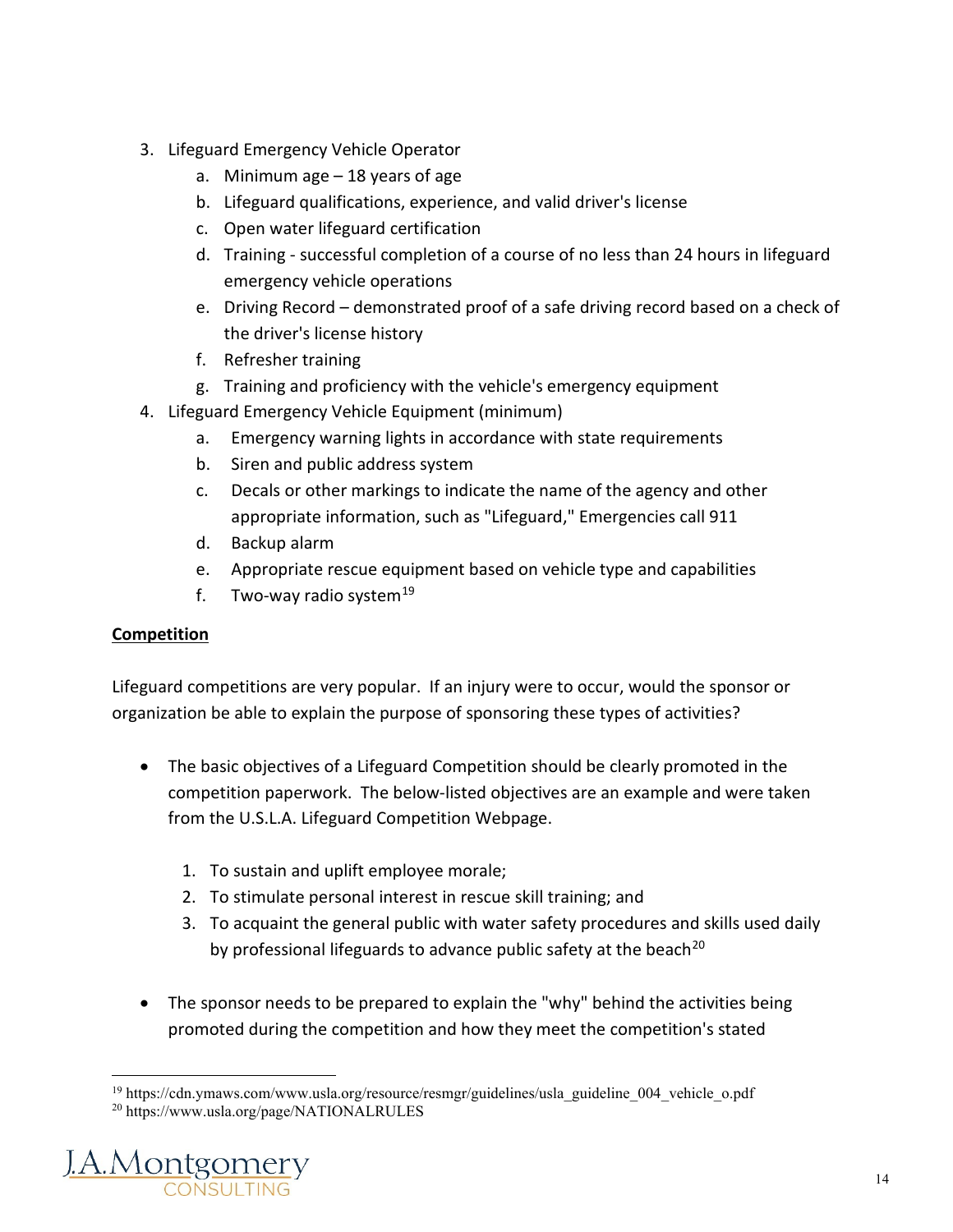3. Lifeguard Emergency Vehicle Operator
    a. Minimum age – 18 years of age
    b. Lifeguard qualifications, experience, and valid driver's license
    c. Open water lifeguard certification
    d. Training - successful completion of a course of no less than 24 hours in lifeguard emergency vehicle operations
    e. Driving Record – demonstrated proof of a safe driving record based on a check of the driver's license history
    f. Refresher training
    g. Training and proficiency with the vehicle's emergency equipment
4. Lifeguard Emergency Vehicle Equipment (minimum)
    a. Emergency warning lights in accordance with state requirements
    b. Siren and public address system
    c. Decals or other markings to indicate the name of the agency and other appropriate information, such as "Lifeguard," Emergencies call 911
    d. Backup alarm
    e. Appropriate rescue equipment based on vehicle type and capabilities
    f. Two-way radio system[19]

**Competition**

Lifeguard competitions are very popular. If an injury were to occur, would the sponsor or organization be able to explain the purpose of sponsoring these types of activities?

- The basic objectives of a Lifeguard Competition should be clearly promoted in the competition paperwork. The below-listed objectives are an example and were taken from the U.S.L.A. Lifeguard Competition Webpage.

    1. To sustain and uplift employee morale;
    2. To stimulate personal interest in rescue skill training; and
    3. To acquaint the general public with water safety procedures and skills used daily by professional lifeguards to advance public safety at the beach[20]

- The sponsor needs to be prepared to explain the "why" behind the activities being promoted during the competition and how they meet the competition's stated

---

[19] https://cdn.ymaws.com/www.usla.org/resource/resmgr/guidelines/usla_guideline_004_vehicle_o.pdf

[20] https://www.usla.org/page/NATIONALRULES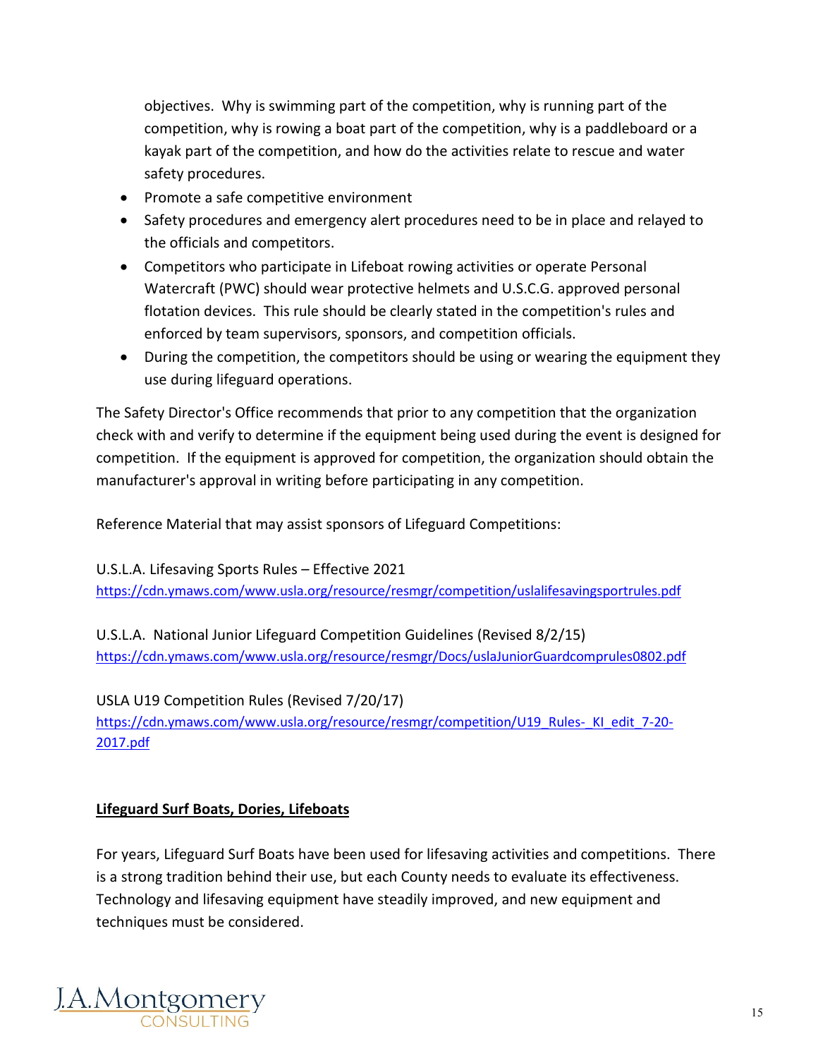objectives. Why is swimming part of the competition, why is running part of the competition, why is rowing a boat part of the competition, why is a paddleboard or a kayak part of the competition, and how do the activities relate to rescue and water safety procedures.

- Promote a safe competitive environment
- Safety procedures and emergency alert procedures need to be in place and relayed to the officials and competitors.
- Competitors who participate in Lifeboat rowing activities or operate Personal Watercraft (PWC) should wear protective helmets and U.S.C.G. approved personal flotation devices. This rule should be clearly stated in the competition's rules and enforced by team supervisors, sponsors, and competition officials.
- During the competition, the competitors should be using or wearing the equipment they use during lifeguard operations.

The Safety Director's Office recommends that prior to any competition that the organization check with and verify to determine if the equipment being used during the event is designed for competition. If the equipment is approved for competition, the organization should obtain the manufacturer's approval in writing before participating in any competition.

Reference Material that may assist sponsors of Lifeguard Competitions:

U.S.L.A. Lifesaving Sports Rules – Effective 2021
https://cdn.ymaws.com/www.usla.org/resource/resmgr/competition/uslalifesavingsportrules.pdf

U.S.L.A. National Junior Lifeguard Competition Guidelines (Revised 8/2/15)
https://cdn.ymaws.com/www.usla.org/resource/resmgr/Docs/uslaJuniorGuardcomprules0802.pdf

USLA U19 Competition Rules (Revised 7/20/17)
https://cdn.ymaws.com/www.usla.org/resource/resmgr/competition/U19_Rules-_KI_edit_7-20-2017.pdf

## Lifeguard Surf Boats, Dories, Lifeboats

For years, Lifeguard Surf Boats have been used for lifesaving activities and competitions. There is a strong tradition behind their use, but each County needs to evaluate its effectiveness. Technology and lifesaving equipment have steadily improved, and new equipment and techniques must be considered.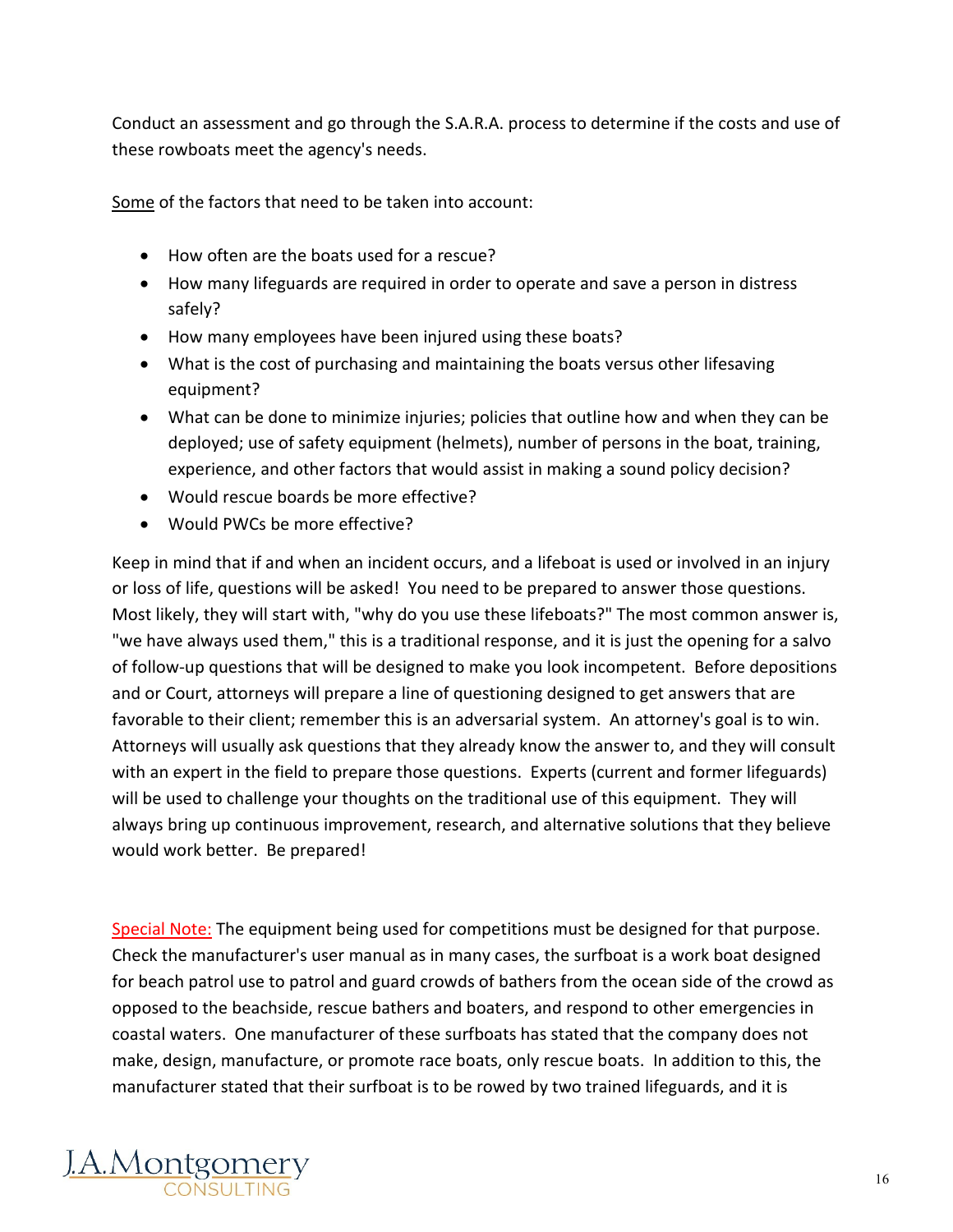Conduct an assessment and go through the S.A.R.A. process to determine if the costs and use of these rowboats meet the agency's needs.

<u>Some</u> of the factors that need to be taken into account:

- How often are the boats used for a rescue?
- How many lifeguards are required in order to operate and save a person in distress safely?
- How many employees have been injured using these boats?
- What is the cost of purchasing and maintaining the boats versus other lifesaving equipment?
- What can be done to minimize injuries; policies that outline how and when they can be deployed; use of safety equipment (helmets), number of persons in the boat, training, experience, and other factors that would assist in making a sound policy decision?
- Would rescue boards be more effective?
- Would PWCs be more effective?

Keep in mind that if and when an incident occurs, and a lifeboat is used or involved in an injury or loss of life, questions will be asked! You need to be prepared to answer those questions. Most likely, they will start with, "why do you use these lifeboats?" The most common answer is, "we have always used them," this is a traditional response, and it is just the opening for a salvo of follow-up questions that will be designed to make you look incompetent. Before depositions and or Court, attorneys will prepare a line of questioning designed to get answers that are favorable to their client; remember this is an adversarial system. An attorney's goal is to win. Attorneys will usually ask questions that they already know the answer to, and they will consult with an expert in the field to prepare those questions. Experts (current and former lifeguards) will be used to challenge your thoughts on the traditional use of this equipment. They will always bring up continuous improvement, research, and alternative solutions that they believe would work better. Be prepared!

<u>Special Note:</u> The equipment being used for competitions must be designed for that purpose. Check the manufacturer's user manual as in many cases, the surfboat is a work boat designed for beach patrol use to patrol and guard crowds of bathers from the ocean side of the crowd as opposed to the beachside, rescue bathers and boaters, and respond to other emergencies in coastal waters. One manufacturer of these surfboats has stated that the company does not make, design, manufacture, or promote race boats, only rescue boats. In addition to this, the manufacturer stated that their surfboat is to be rowed by two trained lifeguards, and it is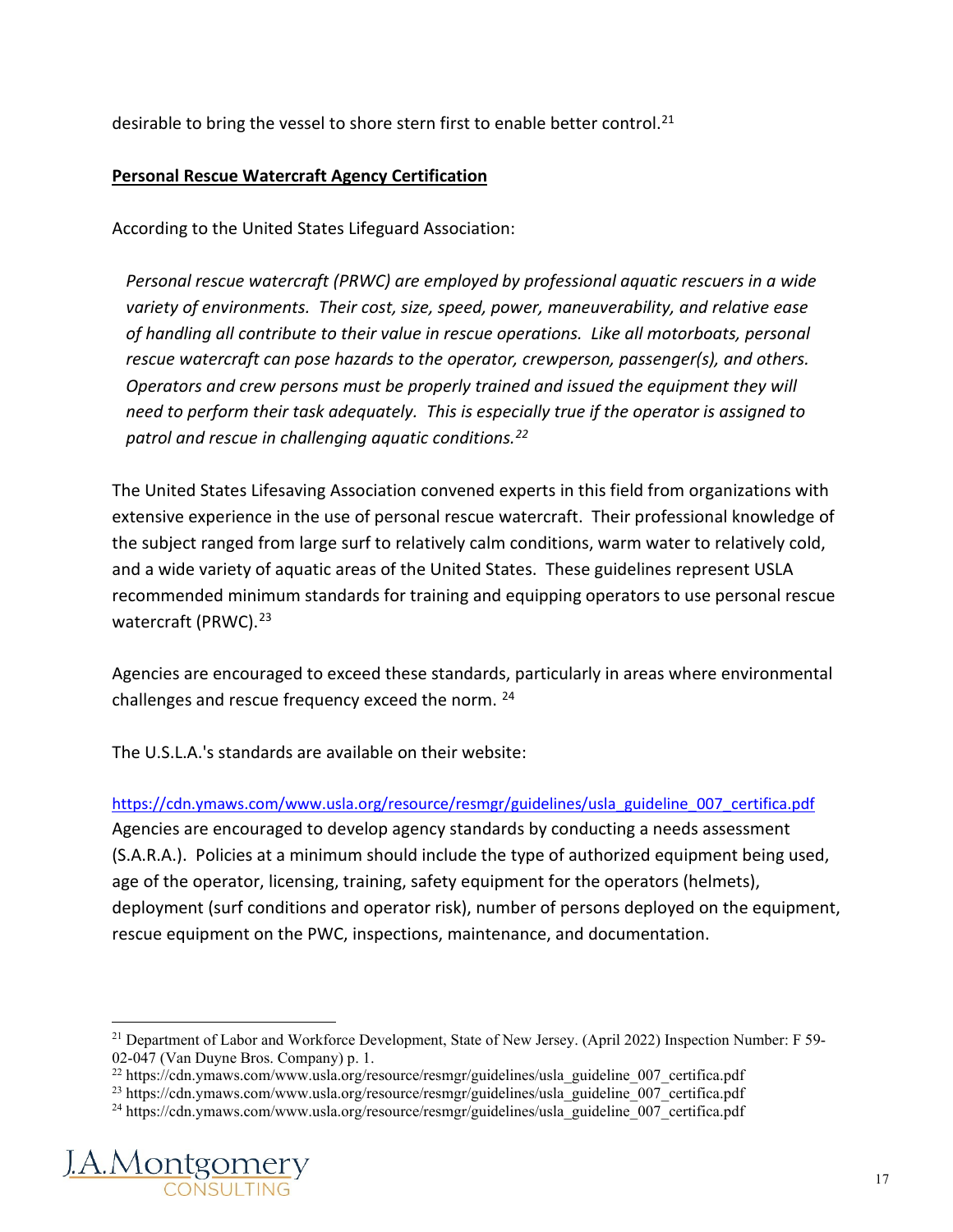desirable to bring the vessel to shore stern first to enable better control.[21]

**Personal Rescue Watercraft Agency Certification**

According to the United States Lifeguard Association:

> *Personal rescue watercraft (PRWC) are employed by professional aquatic rescuers in a wide variety of environments. Their cost, size, speed, power, maneuverability, and relative ease of handling all contribute to their value in rescue operations. Like all motorboats, personal rescue watercraft can pose hazards to the operator, crewperson, passenger(s), and others. Operators and crew persons must be properly trained and issued the equipment they will need to perform their task adequately. This is especially true if the operator is assigned to patrol and rescue in challenging aquatic conditions.[22]*

The United States Lifesaving Association convened experts in this field from organizations with extensive experience in the use of personal rescue watercraft. Their professional knowledge of the subject ranged from large surf to relatively calm conditions, warm water to relatively cold, and a wide variety of aquatic areas of the United States. These guidelines represent USLA recommended minimum standards for training and equipping operators to use personal rescue watercraft (PRWC).[23]

Agencies are encouraged to exceed these standards, particularly in areas where environmental challenges and rescue frequency exceed the norm. [24]

The U.S.L.A.'s standards are available on their website:

https://cdn.ymaws.com/www.usla.org/resource/resmgr/guidelines/usla_guideline_007_certifica.pdf
Agencies are encouraged to develop agency standards by conducting a needs assessment (S.A.R.A.). Policies at a minimum should include the type of authorized equipment being used, age of the operator, licensing, training, safety equipment for the operators (helmets), deployment (surf conditions and operator risk), number of persons deployed on the equipment, rescue equipment on the PWC, inspections, maintenance, and documentation.

---

[21] Department of Labor and Workforce Development, State of New Jersey. (April 2022) Inspection Number: F 59-02-047 (Van Duyne Bros. Company) p. 1.

[22] https://cdn.ymaws.com/www.usla.org/resource/resmgr/guidelines/usla_guideline_007_certifica.pdf

[23] https://cdn.ymaws.com/www.usla.org/resource/resmgr/guidelines/usla_guideline_007_certifica.pdf

[24] https://cdn.ymaws.com/www.usla.org/resource/resmgr/guidelines/usla_guideline_007_certifica.pdf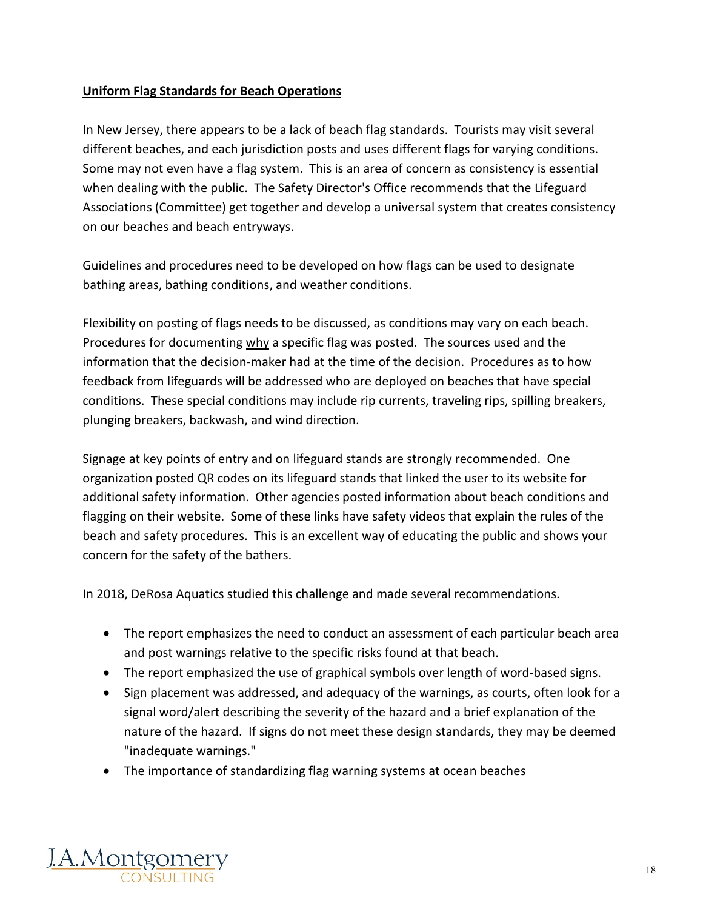**Uniform Flag Standards for Beach Operations**

In New Jersey, there appears to be a lack of beach flag standards. Tourists may visit several different beaches, and each jurisdiction posts and uses different flags for varying conditions. Some may not even have a flag system. This is an area of concern as consistency is essential when dealing with the public. The Safety Director's Office recommends that the Lifeguard Associations (Committee) get together and develop a universal system that creates consistency on our beaches and beach entryways.

Guidelines and procedures need to be developed on how flags can be used to designate bathing areas, bathing conditions, and weather conditions.

Flexibility on posting of flags needs to be discussed, as conditions may vary on each beach. Procedures for documenting why a specific flag was posted. The sources used and the information that the decision-maker had at the time of the decision. Procedures as to how feedback from lifeguards will be addressed who are deployed on beaches that have special conditions. These special conditions may include rip currents, traveling rips, spilling breakers, plunging breakers, backwash, and wind direction.

Signage at key points of entry and on lifeguard stands are strongly recommended. One organization posted QR codes on its lifeguard stands that linked the user to its website for additional safety information. Other agencies posted information about beach conditions and flagging on their website. Some of these links have safety videos that explain the rules of the beach and safety procedures. This is an excellent way of educating the public and shows your concern for the safety of the bathers.

In 2018, DeRosa Aquatics studied this challenge and made several recommendations.

- The report emphasizes the need to conduct an assessment of each particular beach area and post warnings relative to the specific risks found at that beach.
- The report emphasized the use of graphical symbols over length of word-based signs.
- Sign placement was addressed, and adequacy of the warnings, as courts, often look for a signal word/alert describing the severity of the hazard and a brief explanation of the nature of the hazard. If signs do not meet these design standards, they may be deemed "inadequate warnings."
- The importance of standardizing flag warning systems at ocean beaches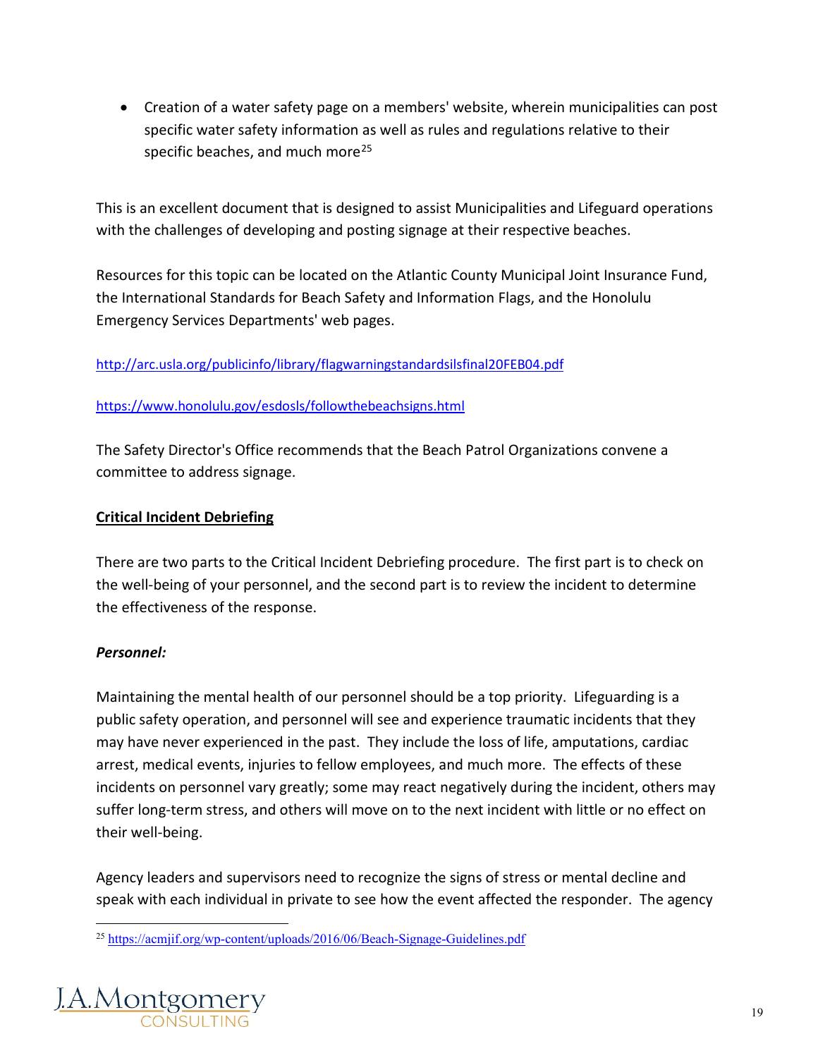- Creation of a water safety page on a members' website, wherein municipalities can post specific water safety information as well as rules and regulations relative to their specific beaches, and much more[25]

This is an excellent document that is designed to assist Municipalities and Lifeguard operations with the challenges of developing and posting signage at their respective beaches.

Resources for this topic can be located on the Atlantic County Municipal Joint Insurance Fund, the International Standards for Beach Safety and Information Flags, and the Honolulu Emergency Services Departments' web pages.

http://arc.usla.org/publicinfo/library/flagwarningstandardsilsfinal20FEB04.pdf

https://www.honolulu.gov/esdosls/followthebeachsigns.html

The Safety Director's Office recommends that the Beach Patrol Organizations convene a committee to address signage.

**Critical Incident Debriefing**

There are two parts to the Critical Incident Debriefing procedure. The first part is to check on the well-being of your personnel, and the second part is to review the incident to determine the effectiveness of the response.

***Personnel:***

Maintaining the mental health of our personnel should be a top priority. Lifeguarding is a public safety operation, and personnel will see and experience traumatic incidents that they may have never experienced in the past. They include the loss of life, amputations, cardiac arrest, medical events, injuries to fellow employees, and much more. The effects of these incidents on personnel vary greatly; some may react negatively during the incident, others may suffer long-term stress, and others will move on to the next incident with little or no effect on their well-being.

Agency leaders and supervisors need to recognize the signs of stress or mental decline and speak with each individual in private to see how the event affected the responder. The agency

[25] https://acmjif.org/wp-content/uploads/2016/06/Beach-Signage-Guidelines.pdf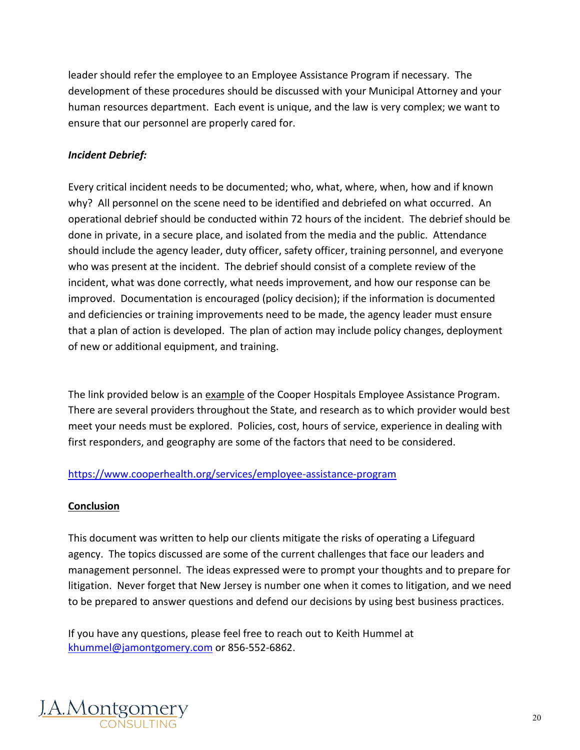leader should refer the employee to an Employee Assistance Program if necessary. The development of these procedures should be discussed with your Municipal Attorney and your human resources department. Each event is unique, and the law is very complex; we want to ensure that our personnel are properly cared for.

***Incident Debrief:***

Every critical incident needs to be documented; who, what, where, when, how and if known why? All personnel on the scene need to be identified and debriefed on what occurred. An operational debrief should be conducted within 72 hours of the incident. The debrief should be done in private, in a secure place, and isolated from the media and the public. Attendance should include the agency leader, duty officer, safety officer, training personnel, and everyone who was present at the incident. The debrief should consist of a complete review of the incident, what was done correctly, what needs improvement, and how our response can be improved. Documentation is encouraged (policy decision); if the information is documented and deficiencies or training improvements need to be made, the agency leader must ensure that a plan of action is developed. The plan of action may include policy changes, deployment of new or additional equipment, and training.

The link provided below is an example of the Cooper Hospitals Employee Assistance Program. There are several providers throughout the State, and research as to which provider would best meet your needs must be explored. Policies, cost, hours of service, experience in dealing with first responders, and geography are some of the factors that need to be considered.

https://www.cooperhealth.org/services/employee-assistance-program

## Conclusion

This document was written to help our clients mitigate the risks of operating a Lifeguard agency. The topics discussed are some of the current challenges that face our leaders and management personnel. The ideas expressed were to prompt your thoughts and to prepare for litigation. Never forget that New Jersey is number one when it comes to litigation, and we need to be prepared to answer questions and defend our decisions by using best business practices.

If you have any questions, please feel free to reach out to Keith Hummel at khummel@jamontgomery.com or 856-552-6862.